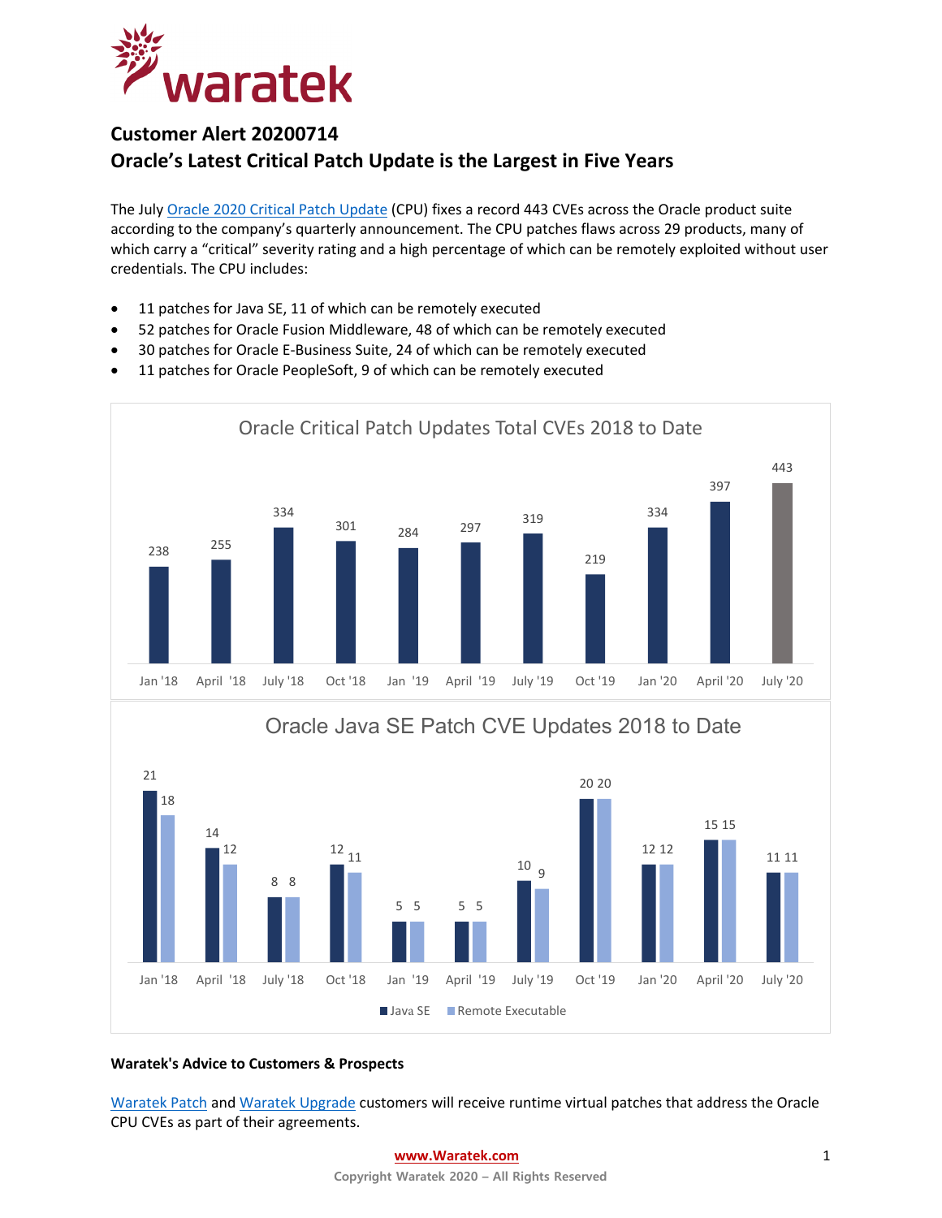## Customer Alert 20200714

## Oracle's Latest Critical Patch Update is the Largest in Five Years

The July Oracle 2020 Critical Patch Update (CPU) fixes a record 443 CVEs across the Oracle product suite according to the company's quarterly announcement. The CPU patches flaws across 29 products, many of which carry a "critical" severity rating and a high percentage of which can be remotely exploited without user credentials. The CPU includes:

- 11 patches for Java SE, 11 of which can be remotely executed
- 52 patches for Oracle Fusion Middleware, 48 of which can be remotely executed
- 30 patches for Oracle E-Business Suite, 24 of which can be remotely executed
- 11 patches for Oracle PeopleSoft, 9 of which can be remotely executed

**Oracle Critical Patch Updates Total CVEs 2018 to Date**

| Jan '18 | April '18 | July '18 | Oct '18 | Jan '19 | April '19 | July '19 | Oct '19 | Jan '20 | April '20 | July '20 |
|---|---|---|---|---|---|---|---|---|---|---|
| 238 | 255 | 334 | 301 | 284 | 297 | 319 | 219 | 334 | 397 | 443 |

**Oracle Java SE Patch CVE Updates 2018 to Date**

| | Jan '18 | April '18 | July '18 | Oct '18 | Jan '19 | April '19 | July '19 | Oct '19 | Jan '20 | April '20 | July '20 |
|---|---|---|---|---|---|---|---|---|---|---|---|
| Java SE | 21 | 14 | 8 | 12 | 5 | 5 | 10 | 20 | 12 | 15 | 11 |
| Remote Executable | 18 | 12 | 8 | 11 | 5 | 5 | 9 | 20 | 12 | 15 | 11 |

**Waratek's Advice to Customers & Prospects**

Waratek Patch and Waratek Upgrade customers will receive runtime virtual patches that address the Oracle CPU CVEs as part of their agreements.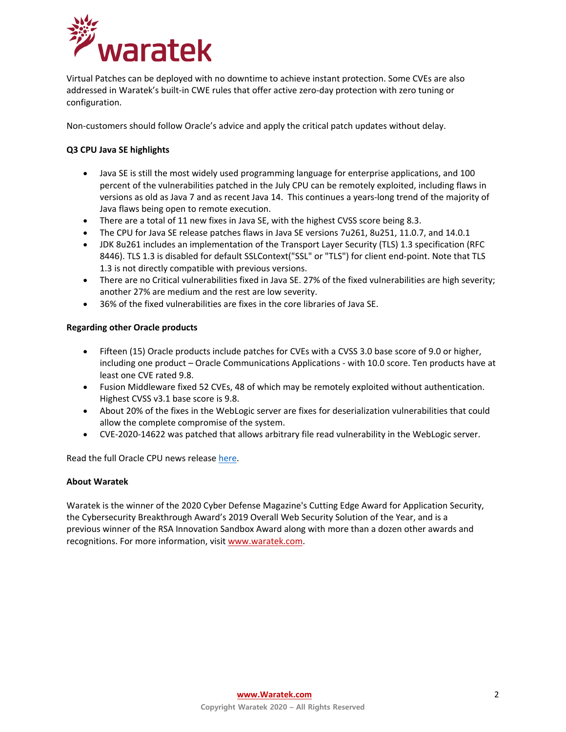Virtual Patches can be deployed with no downtime to achieve instant protection. Some CVEs are also addressed in Waratek's built-in CWE rules that offer active zero-day protection with zero tuning or configuration.

Non-customers should follow Oracle's advice and apply the critical patch updates without delay.

**Q3 CPU Java SE highlights**

- Java SE is still the most widely used programming language for enterprise applications, and 100 percent of the vulnerabilities patched in the July CPU can be remotely exploited, including flaws in versions as old as Java 7 and as recent Java 14. This continues a years-long trend of the majority of Java flaws being open to remote execution.
- There are a total of 11 new fixes in Java SE, with the highest CVSS score being 8.3.
- The CPU for Java SE release patches flaws in Java SE versions 7u261, 8u251, 11.0.7, and 14.0.1
- JDK 8u261 includes an implementation of the Transport Layer Security (TLS) 1.3 specification (RFC 8446). TLS 1.3 is disabled for default SSLContext("SSL" or "TLS") for client end-point. Note that TLS 1.3 is not directly compatible with previous versions.
- There are no Critical vulnerabilities fixed in Java SE. 27% of the fixed vulnerabilities are high severity; another 27% are medium and the rest are low severity.
- 36% of the fixed vulnerabilities are fixes in the core libraries of Java SE.

**Regarding other Oracle products**

- Fifteen (15) Oracle products include patches for CVEs with a CVSS 3.0 base score of 9.0 or higher, including one product – Oracle Communications Applications - with 10.0 score. Ten products have at least one CVE rated 9.8.
- Fusion Middleware fixed 52 CVEs, 48 of which may be remotely exploited without authentication. Highest CVSS v3.1 base score is 9.8.
- About 20% of the fixes in the WebLogic server are fixes for deserialization vulnerabilities that could allow the complete compromise of the system.
- CVE-2020-14622 was patched that allows arbitrary file read vulnerability in the WebLogic server.

Read the full Oracle CPU news release here.

**About Waratek**

Waratek is the winner of the 2020 Cyber Defense Magazine's Cutting Edge Award for Application Security, the Cybersecurity Breakthrough Award's 2019 Overall Web Security Solution of the Year, and is a previous winner of the RSA Innovation Sandbox Award along with more than a dozen other awards and recognitions. For more information, visit www.waratek.com.